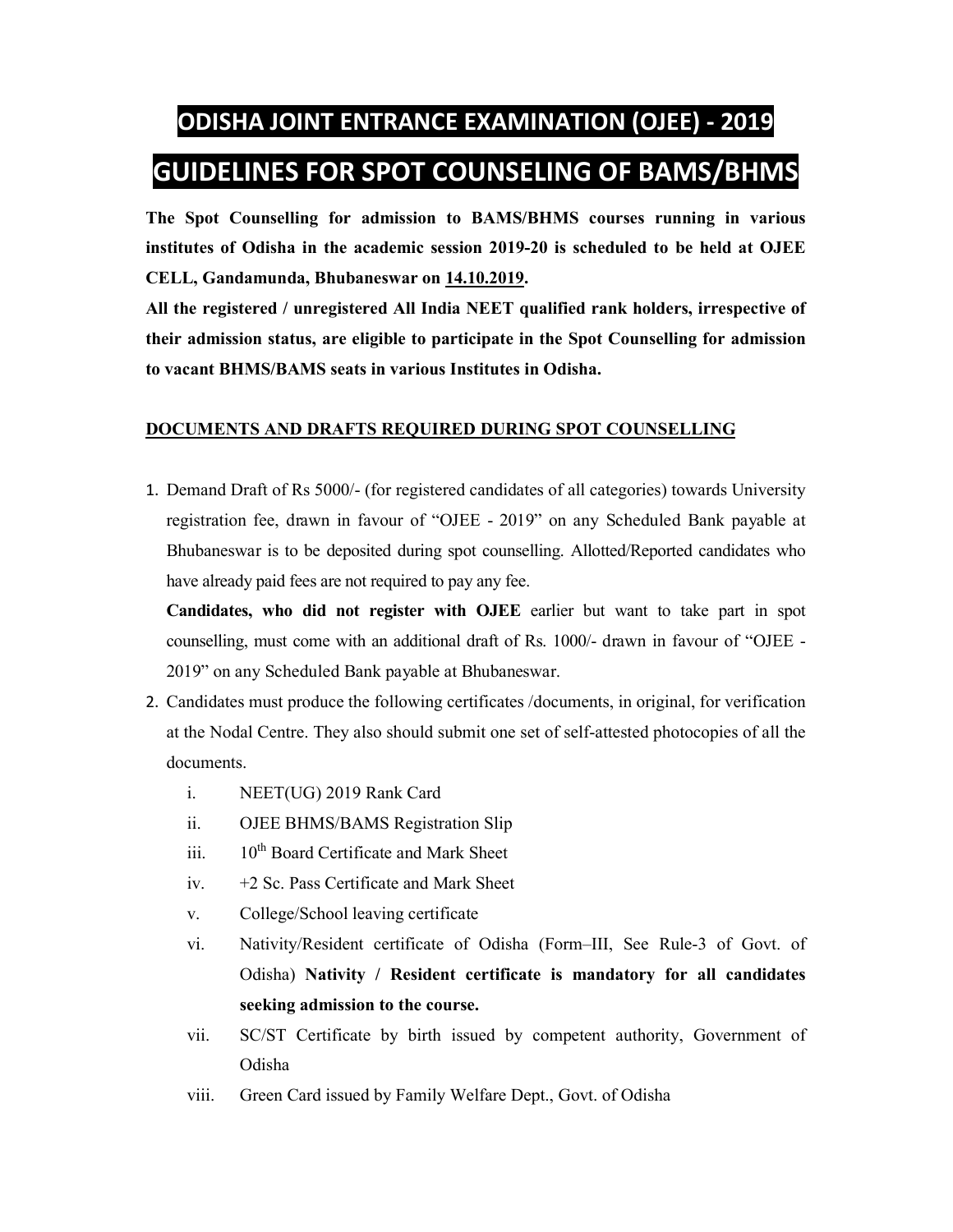# ODISHA JOINT ENTRANCE EXAMINATION (OJEE) - 2019

# GUIDELINES FOR SPOT COUNSELING OF BAMS/BHMS

**The Spot Counselling for admission to BAMS/BHMS courses running in various institutes of Odisha in the academic session 2019-20 is scheduled to be held at OJEE CELL, Gandamunda, Bhubaneswar on 14.10.2019.**

**All the registered / unregistered All India NEET qualified rank holders, irrespective of their admission status, are eligible to participate in the Spot Counselling for admission to vacant BHMS/BAMS seats in various Institutes in Odisha.**

**DOCUMENTS AND DRAFTS REQUIRED DURING SPOT COUNSELLING**

1. Demand Draft of Rs 5000/- (for registered candidates of all categories) towards University registration fee, drawn in favour of "OJEE - 2019" on any Scheduled Bank payable at Bhubaneswar is to be deposited during spot counselling. Allotted/Reported candidates who have already paid fees are not required to pay any fee.

   **Candidates, who did not register with OJEE** earlier but want to take part in spot counselling, must come with an additional draft of Rs. 1000/- drawn in favour of "OJEE - 2019" on any Scheduled Bank payable at Bhubaneswar.

2. Candidates must produce the following certificates /documents, in original, for verification at the Nodal Centre. They also should submit one set of self-attested photocopies of all the documents.

   i. NEET(UG) 2019 Rank Card

   ii. OJEE BHMS/BAMS Registration Slip

   iii. 10th Board Certificate and Mark Sheet

   iv. +2 Sc. Pass Certificate and Mark Sheet

   v. College/School leaving certificate

   vi. Nativity/Resident certificate of Odisha (Form–III, See Rule-3 of Govt. of Odisha) **Nativity / Resident certificate is mandatory for all candidates seeking admission to the course.**

   vii. SC/ST Certificate by birth issued by competent authority, Government of Odisha

   viii. Green Card issued by Family Welfare Dept., Govt. of Odisha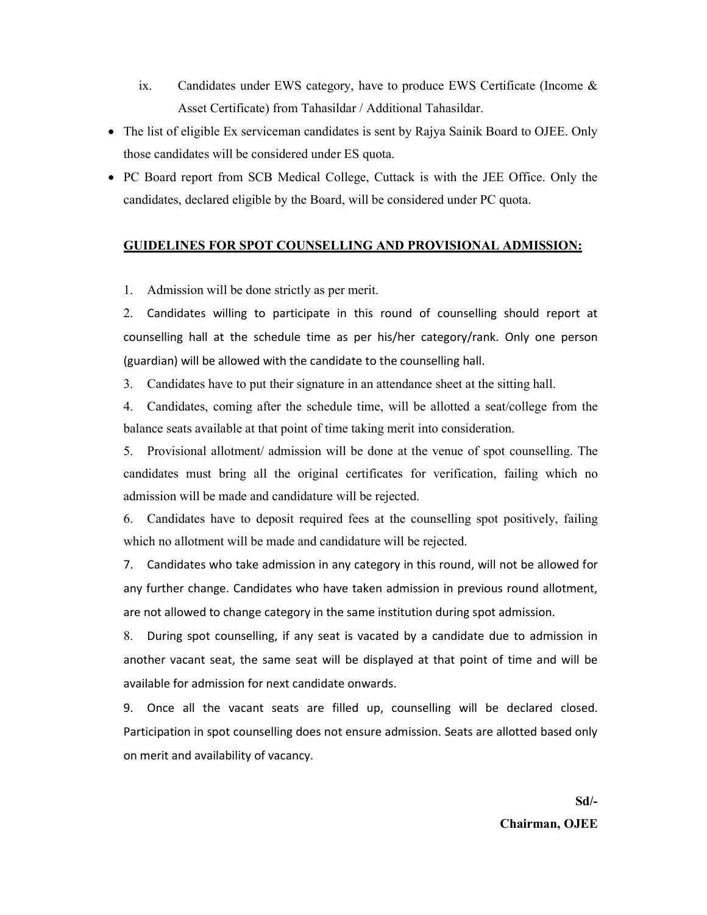ix. Candidates under EWS category, have to produce EWS Certificate (Income & Asset Certificate) from Tahasildar / Additional Tahasildar.

- The list of eligible Ex serviceman candidates is sent by Rajya Sainik Board to OJEE. Only those candidates will be considered under ES quota.
- PC Board report from SCB Medical College, Cuttack is with the JEE Office. Only the candidates, declared eligible by the Board, will be considered under PC quota.

**GUIDELINES FOR SPOT COUNSELLING AND PROVISIONAL ADMISSION:**

1. Admission will be done strictly as per merit.
2. Candidates willing to participate in this round of counselling should report at counselling hall at the schedule time as per his/her category/rank. Only one person (guardian) will be allowed with the candidate to the counselling hall.
3. Candidates have to put their signature in an attendance sheet at the sitting hall.
4. Candidates, coming after the schedule time, will be allotted a seat/college from the balance seats available at that point of time taking merit into consideration.
5. Provisional allotment/ admission will be done at the venue of spot counselling. The candidates must bring all the original certificates for verification, failing which no admission will be made and candidature will be rejected.
6. Candidates have to deposit required fees at the counselling spot positively, failing which no allotment will be made and candidature will be rejected.
7. Candidates who take admission in any category in this round, will not be allowed for any further change. Candidates who have taken admission in previous round allotment, are not allowed to change category in the same institution during spot admission.
8. During spot counselling, if any seat is vacated by a candidate due to admission in another vacant seat, the same seat will be displayed at that point of time and will be available for admission for next candidate onwards.
9. Once all the vacant seats are filled up, counselling will be declared closed. Participation in spot counselling does not ensure admission. Seats are allotted based only on merit and availability of vacancy.

**Sd/-**

**Chairman, OJEE**